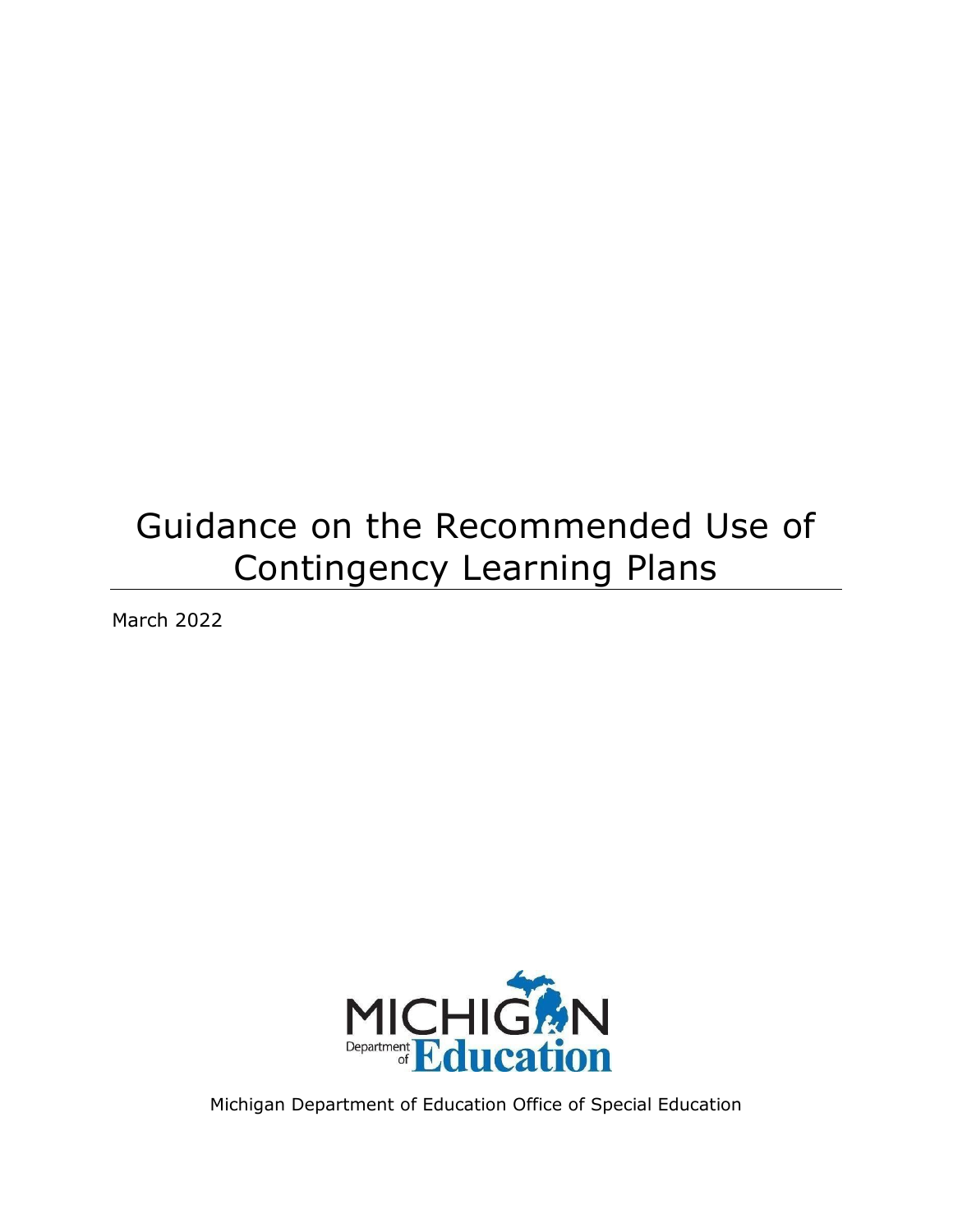# Guidance on the Recommended Use of Contingency Learning Plans

March 2022

Michigan Department of Education Office of Special Education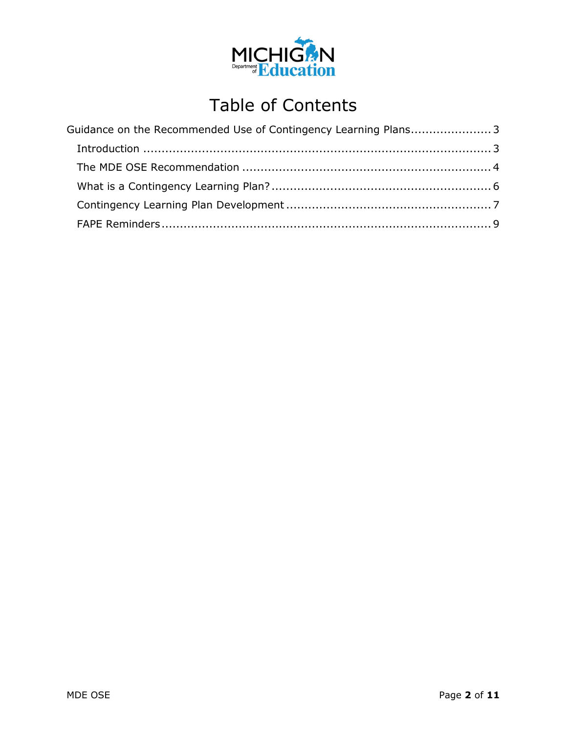# Table of Contents

Guidance on the Recommended Use of Contingency Learning Plans ..................... 3

- Introduction ..................................................................................... 3
- The MDE OSE Recommendation ................................................................ 4
- What is a Contingency Learning Plan? ........................................................ 6
- Contingency Learning Plan Development ..................................................... 7
- FAPE Reminders .................................................................................. 9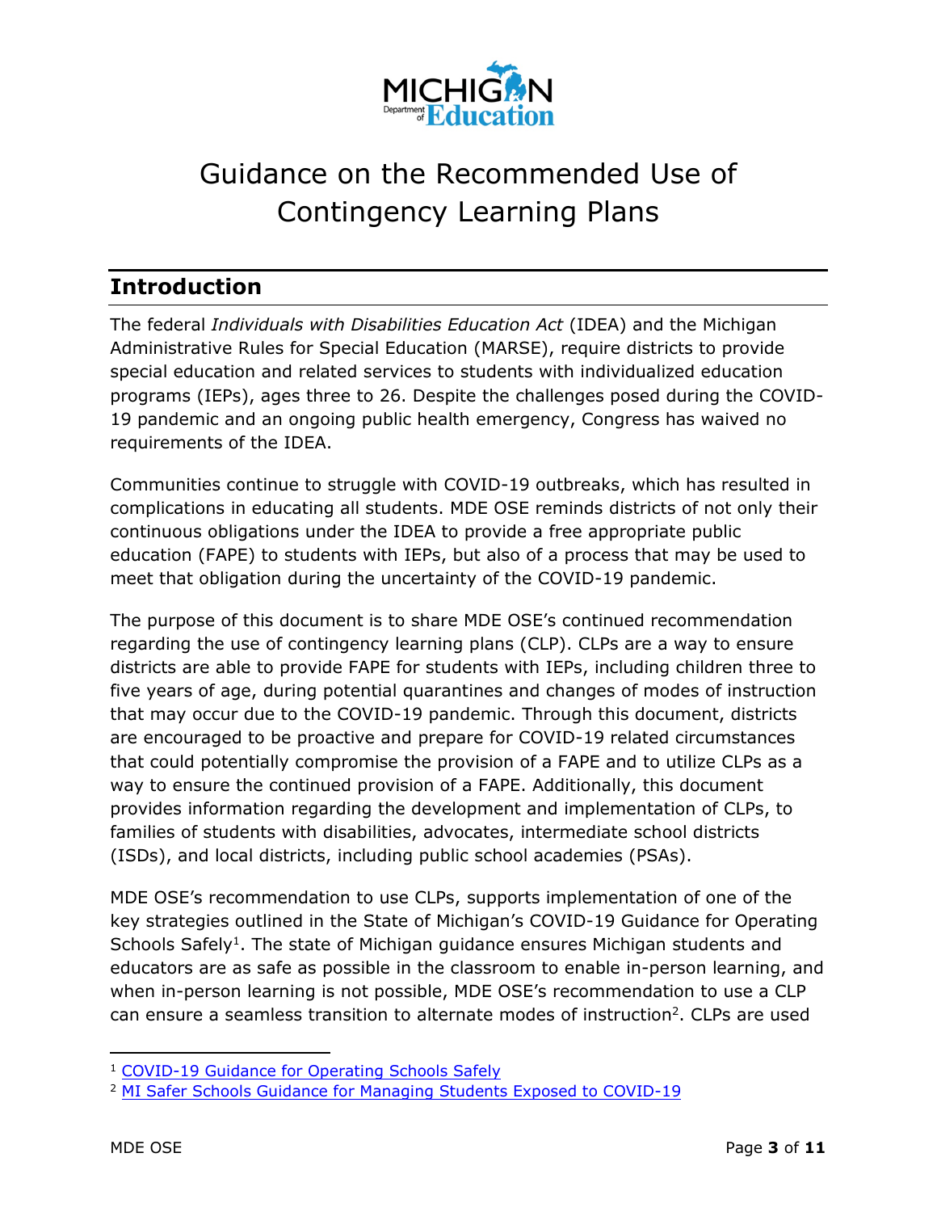# Guidance on the Recommended Use of Contingency Learning Plans

## Introduction

The federal *Individuals with Disabilities Education Act* (IDEA) and the Michigan Administrative Rules for Special Education (MARSE), require districts to provide special education and related services to students with individualized education programs (IEPs), ages three to 26. Despite the challenges posed during the COVID-19 pandemic and an ongoing public health emergency, Congress has waived no requirements of the IDEA.

Communities continue to struggle with COVID-19 outbreaks, which has resulted in complications in educating all students. MDE OSE reminds districts of not only their continuous obligations under the IDEA to provide a free appropriate public education (FAPE) to students with IEPs, but also of a process that may be used to meet that obligation during the uncertainty of the COVID-19 pandemic.

The purpose of this document is to share MDE OSE's continued recommendation regarding the use of contingency learning plans (CLP). CLPs are a way to ensure districts are able to provide FAPE for students with IEPs, including children three to five years of age, during potential quarantines and changes of modes of instruction that may occur due to the COVID-19 pandemic. Through this document, districts are encouraged to be proactive and prepare for COVID-19 related circumstances that could potentially compromise the provision of a FAPE and to utilize CLPs as a way to ensure the continued provision of a FAPE. Additionally, this document provides information regarding the development and implementation of CLPs, to families of students with disabilities, advocates, intermediate school districts (ISDs), and local districts, including public school academies (PSAs).

MDE OSE's recommendation to use CLPs, supports implementation of one of the key strategies outlined in the State of Michigan's COVID-19 Guidance for Operating Schools Safely[1]. The state of Michigan guidance ensures Michigan students and educators are as safe as possible in the classroom to enable in-person learning, and when in-person learning is not possible, MDE OSE's recommendation to use a CLP can ensure a seamless transition to alternate modes of instruction[2]. CLPs are used

---

[1] COVID-19 Guidance for Operating Schools Safely

[2] MI Safer Schools Guidance for Managing Students Exposed to COVID-19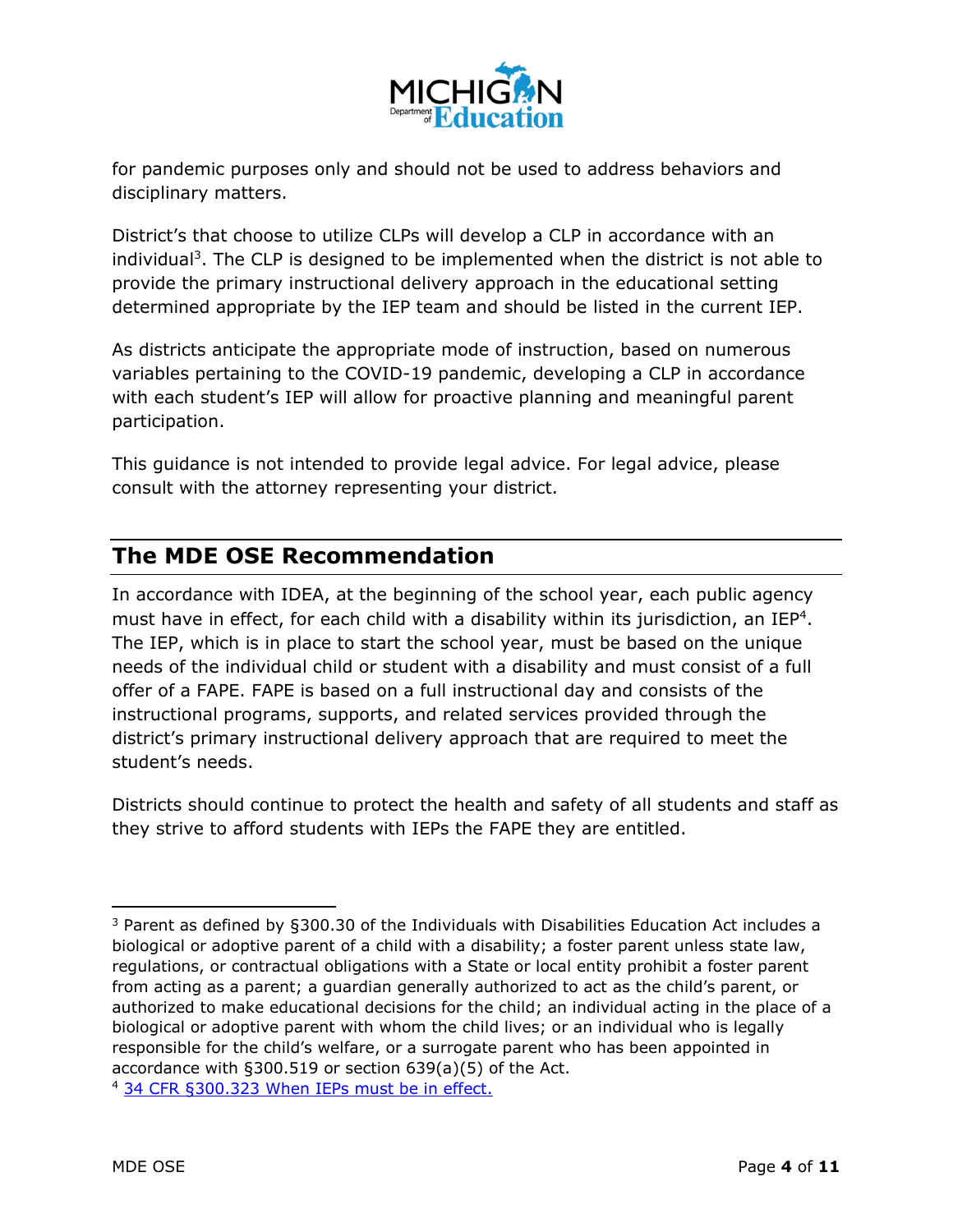for pandemic purposes only and should not be used to address behaviors and disciplinary matters.

District's that choose to utilize CLPs will develop a CLP in accordance with an individual[3]. The CLP is designed to be implemented when the district is not able to provide the primary instructional delivery approach in the educational setting determined appropriate by the IEP team and should be listed in the current IEP.

As districts anticipate the appropriate mode of instruction, based on numerous variables pertaining to the COVID-19 pandemic, developing a CLP in accordance with each student's IEP will allow for proactive planning and meaningful parent participation.

This guidance is not intended to provide legal advice. For legal advice, please consult with the attorney representing your district.

## The MDE OSE Recommendation

In accordance with IDEA, at the beginning of the school year, each public agency must have in effect, for each child with a disability within its jurisdiction, an IEP[4]. The IEP, which is in place to start the school year, must be based on the unique needs of the individual child or student with a disability and must consist of a full offer of a FAPE. FAPE is based on a full instructional day and consists of the instructional programs, supports, and related services provided through the district's primary instructional delivery approach that are required to meet the student's needs.

Districts should continue to protect the health and safety of all students and staff as they strive to afford students with IEPs the FAPE they are entitled.

---

[3] Parent as defined by §300.30 of the Individuals with Disabilities Education Act includes a biological or adoptive parent of a child with a disability; a foster parent unless state law, regulations, or contractual obligations with a State or local entity prohibit a foster parent from acting as a parent; a guardian generally authorized to act as the child's parent, or authorized to make educational decisions for the child; an individual acting in the place of a biological or adoptive parent with whom the child lives; or an individual who is legally responsible for the child's welfare, or a surrogate parent who has been appointed in accordance with §300.519 or section 639(a)(5) of the Act.

[4] 34 CFR §300.323 When IEPs must be in effect.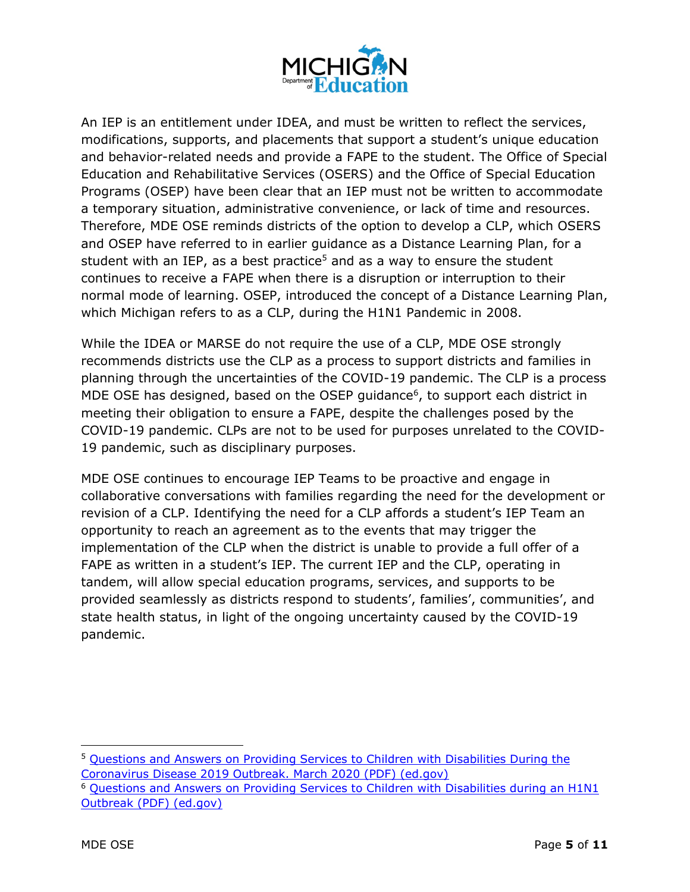An IEP is an entitlement under IDEA, and must be written to reflect the services, modifications, supports, and placements that support a student's unique education and behavior-related needs and provide a FAPE to the student. The Office of Special Education and Rehabilitative Services (OSERS) and the Office of Special Education Programs (OSEP) have been clear that an IEP must not be written to accommodate a temporary situation, administrative convenience, or lack of time and resources. Therefore, MDE OSE reminds districts of the option to develop a CLP, which OSERS and OSEP have referred to in earlier guidance as a Distance Learning Plan, for a student with an IEP, as a best practice[5] and as a way to ensure the student continues to receive a FAPE when there is a disruption or interruption to their normal mode of learning. OSEP, introduced the concept of a Distance Learning Plan, which Michigan refers to as a CLP, during the H1N1 Pandemic in 2008.

While the IDEA or MARSE do not require the use of a CLP, MDE OSE strongly recommends districts use the CLP as a process to support districts and families in planning through the uncertainties of the COVID-19 pandemic. The CLP is a process MDE OSE has designed, based on the OSEP guidance[6], to support each district in meeting their obligation to ensure a FAPE, despite the challenges posed by the COVID-19 pandemic. CLPs are not to be used for purposes unrelated to the COVID-19 pandemic, such as disciplinary purposes.

MDE OSE continues to encourage IEP Teams to be proactive and engage in collaborative conversations with families regarding the need for the development or revision of a CLP. Identifying the need for a CLP affords a student's IEP Team an opportunity to reach an agreement as to the events that may trigger the implementation of the CLP when the district is unable to provide a full offer of a FAPE as written in a student's IEP. The current IEP and the CLP, operating in tandem, will allow special education programs, services, and supports to be provided seamlessly as districts respond to students', families', communities', and state health status, in light of the ongoing uncertainty caused by the COVID-19 pandemic.

---

[5] Questions and Answers on Providing Services to Children with Disabilities During the Coronavirus Disease 2019 Outbreak. March 2020 (PDF) (ed.gov)

[6] Questions and Answers on Providing Services to Children with Disabilities during an H1N1 Outbreak (PDF) (ed.gov)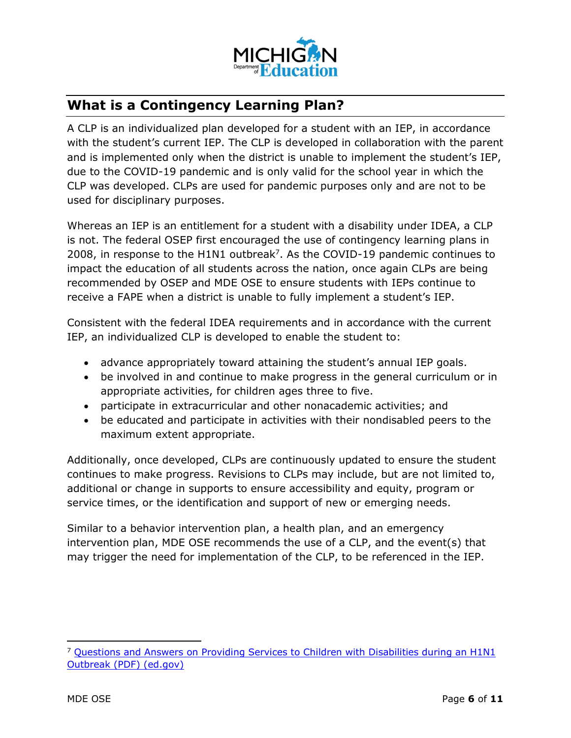## What is a Contingency Learning Plan?

A CLP is an individualized plan developed for a student with an IEP, in accordance with the student's current IEP. The CLP is developed in collaboration with the parent and is implemented only when the district is unable to implement the student's IEP, due to the COVID-19 pandemic and is only valid for the school year in which the CLP was developed. CLPs are used for pandemic purposes only and are not to be used for disciplinary purposes.

Whereas an IEP is an entitlement for a student with a disability under IDEA, a CLP is not. The federal OSEP first encouraged the use of contingency learning plans in 2008, in response to the H1N1 outbreak[7]. As the COVID-19 pandemic continues to impact the education of all students across the nation, once again CLPs are being recommended by OSEP and MDE OSE to ensure students with IEPs continue to receive a FAPE when a district is unable to fully implement a student's IEP.

Consistent with the federal IDEA requirements and in accordance with the current IEP, an individualized CLP is developed to enable the student to:

- advance appropriately toward attaining the student's annual IEP goals.
- be involved in and continue to make progress in the general curriculum or in appropriate activities, for children ages three to five.
- participate in extracurricular and other nonacademic activities; and
- be educated and participate in activities with their nondisabled peers to the maximum extent appropriate.

Additionally, once developed, CLPs are continuously updated to ensure the student continues to make progress. Revisions to CLPs may include, but are not limited to, additional or change in supports to ensure accessibility and equity, program or service times, or the identification and support of new or emerging needs.

Similar to a behavior intervention plan, a health plan, and an emergency intervention plan, MDE OSE recommends the use of a CLP, and the event(s) that may trigger the need for implementation of the CLP, to be referenced in the IEP.

---

[7] Questions and Answers on Providing Services to Children with Disabilities during an H1N1 Outbreak (PDF) (ed.gov)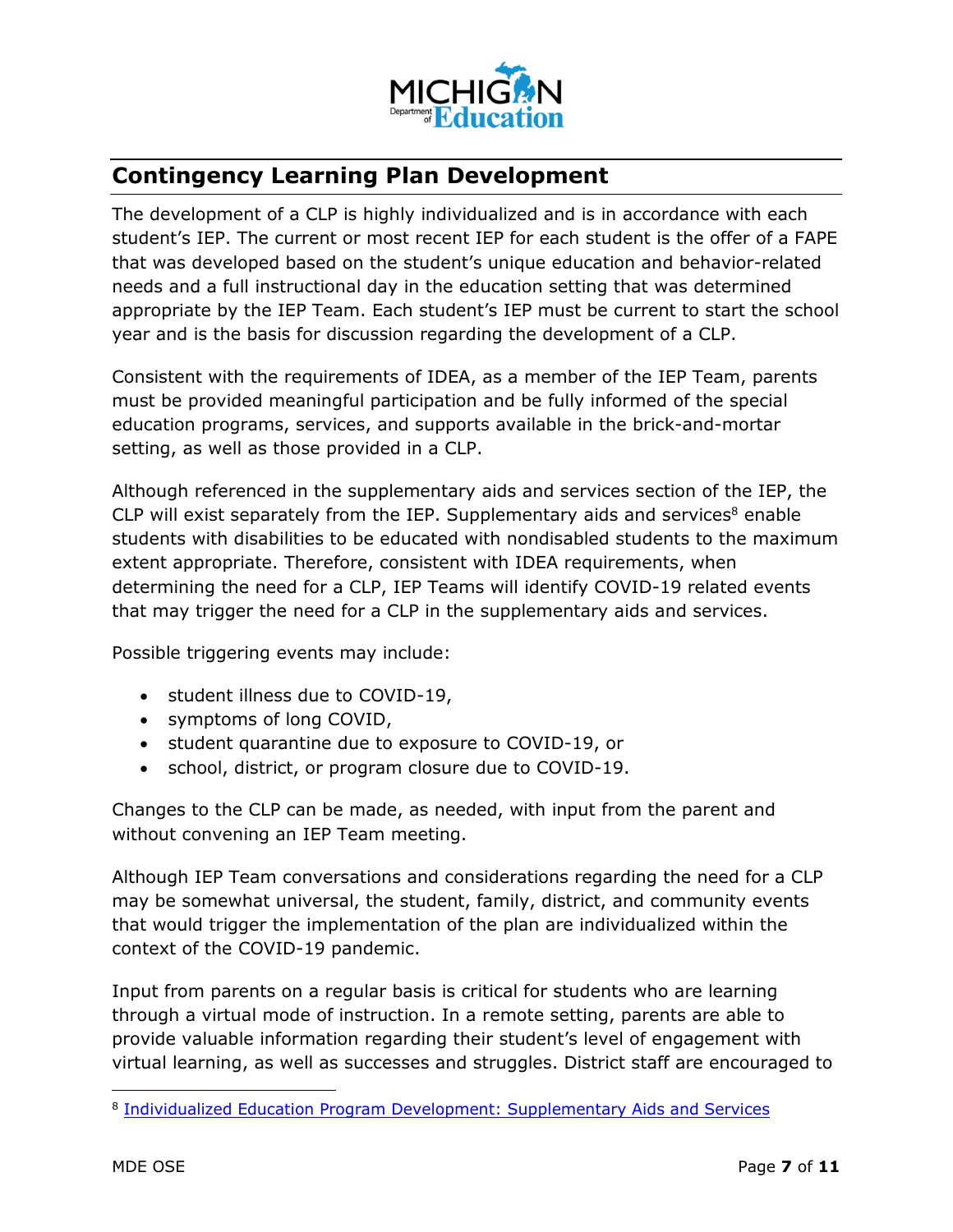## Contingency Learning Plan Development

The development of a CLP is highly individualized and is in accordance with each student's IEP. The current or most recent IEP for each student is the offer of a FAPE that was developed based on the student's unique education and behavior-related needs and a full instructional day in the education setting that was determined appropriate by the IEP Team. Each student's IEP must be current to start the school year and is the basis for discussion regarding the development of a CLP.

Consistent with the requirements of IDEA, as a member of the IEP Team, parents must be provided meaningful participation and be fully informed of the special education programs, services, and supports available in the brick-and-mortar setting, as well as those provided in a CLP.

Although referenced in the supplementary aids and services section of the IEP, the CLP will exist separately from the IEP. Supplementary aids and services[8] enable students with disabilities to be educated with nondisabled students to the maximum extent appropriate. Therefore, consistent with IDEA requirements, when determining the need for a CLP, IEP Teams will identify COVID-19 related events that may trigger the need for a CLP in the supplementary aids and services.

Possible triggering events may include:

- student illness due to COVID-19,
- symptoms of long COVID,
- student quarantine due to exposure to COVID-19, or
- school, district, or program closure due to COVID-19.

Changes to the CLP can be made, as needed, with input from the parent and without convening an IEP Team meeting.

Although IEP Team conversations and considerations regarding the need for a CLP may be somewhat universal, the student, family, district, and community events that would trigger the implementation of the plan are individualized within the context of the COVID-19 pandemic.

Input from parents on a regular basis is critical for students who are learning through a virtual mode of instruction. In a remote setting, parents are able to provide valuable information regarding their student's level of engagement with virtual learning, as well as successes and struggles. District staff are encouraged to

[8] Individualized Education Program Development: Supplementary Aids and Services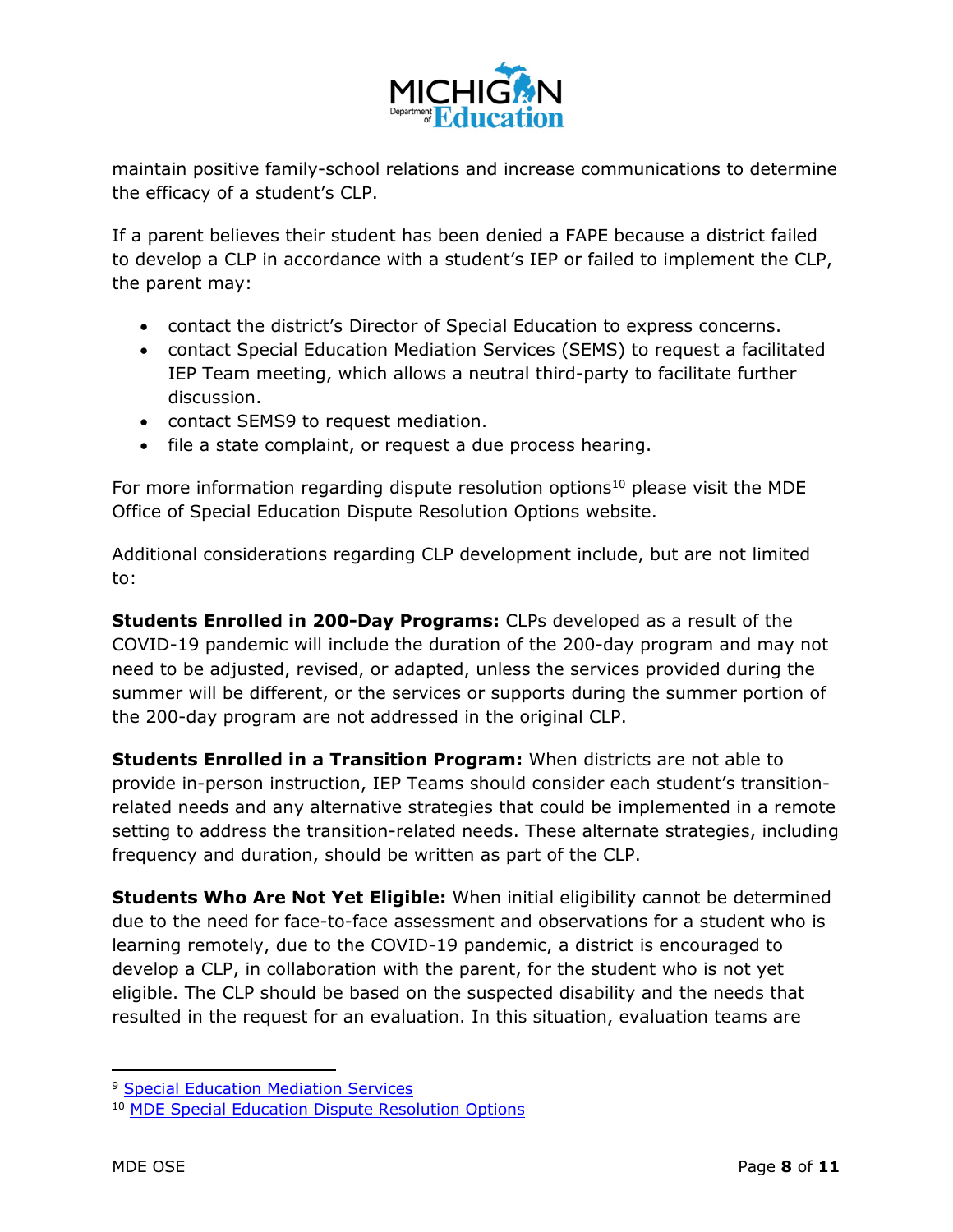maintain positive family-school relations and increase communications to determine the efficacy of a student's CLP.

If a parent believes their student has been denied a FAPE because a district failed to develop a CLP in accordance with a student's IEP or failed to implement the CLP, the parent may:

- contact the district's Director of Special Education to express concerns.
- contact Special Education Mediation Services (SEMS) to request a facilitated IEP Team meeting, which allows a neutral third-party to facilitate further discussion.
- contact SEMS[9] to request mediation.
- file a state complaint, or request a due process hearing.

For more information regarding dispute resolution options[10] please visit the MDE Office of Special Education Dispute Resolution Options website.

Additional considerations regarding CLP development include, but are not limited to:

**Students Enrolled in 200-Day Programs:** CLPs developed as a result of the COVID-19 pandemic will include the duration of the 200-day program and may not need to be adjusted, revised, or adapted, unless the services provided during the summer will be different, or the services or supports during the summer portion of the 200-day program are not addressed in the original CLP.

**Students Enrolled in a Transition Program:** When districts are not able to provide in-person instruction, IEP Teams should consider each student's transition-related needs and any alternative strategies that could be implemented in a remote setting to address the transition-related needs. These alternate strategies, including frequency and duration, should be written as part of the CLP.

**Students Who Are Not Yet Eligible:** When initial eligibility cannot be determined due to the need for face-to-face assessment and observations for a student who is learning remotely, due to the COVID-19 pandemic, a district is encouraged to develop a CLP, in collaboration with the parent, for the student who is not yet eligible. The CLP should be based on the suspected disability and the needs that resulted in the request for an evaluation. In this situation, evaluation teams are

---

[9] Special Education Mediation Services

[10] MDE Special Education Dispute Resolution Options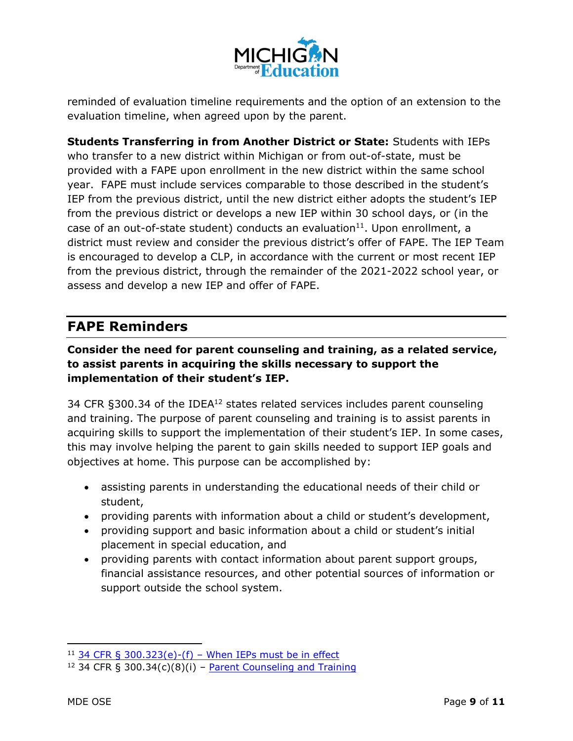reminded of evaluation timeline requirements and the option of an extension to the evaluation timeline, when agreed upon by the parent.

**Students Transferring in from Another District or State:** Students with IEPs who transfer to a new district within Michigan or from out-of-state, must be provided with a FAPE upon enrollment in the new district within the same school year. FAPE must include services comparable to those described in the student's IEP from the previous district, until the new district either adopts the student's IEP from the previous district or develops a new IEP within 30 school days, or (in the case of an out-of-state student) conducts an evaluation[11]. Upon enrollment, a district must review and consider the previous district's offer of FAPE. The IEP Team is encouraged to develop a CLP, in accordance with the current or most recent IEP from the previous district, through the remainder of the 2021-2022 school year, or assess and develop a new IEP and offer of FAPE.

## FAPE Reminders

**Consider the need for parent counseling and training, as a related service, to assist parents in acquiring the skills necessary to support the implementation of their student's IEP.**

34 CFR §300.34 of the IDEA[12] states related services includes parent counseling and training. The purpose of parent counseling and training is to assist parents in acquiring skills to support the implementation of their student's IEP. In some cases, this may involve helping the parent to gain skills needed to support IEP goals and objectives at home. This purpose can be accomplished by:

- assisting parents in understanding the educational needs of their child or student,
- providing parents with information about a child or student's development,
- providing support and basic information about a child or student's initial placement in special education, and
- providing parents with contact information about parent support groups, financial assistance resources, and other potential sources of information or support outside the school system.

---

[11] 34 CFR § 300.323(e)-(f) – When IEPs must be in effect

[12] 34 CFR § 300.34(c)(8)(i) – Parent Counseling and Training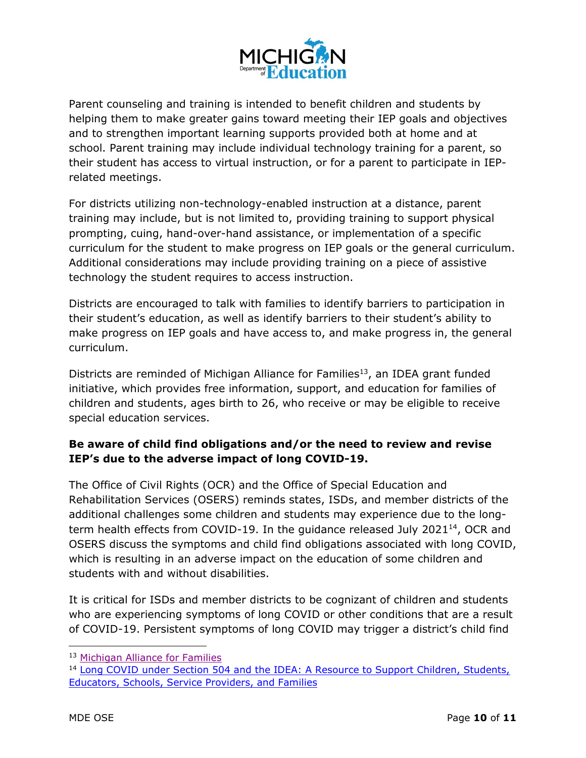Parent counseling and training is intended to benefit children and students by helping them to make greater gains toward meeting their IEP goals and objectives and to strengthen important learning supports provided both at home and at school. Parent training may include individual technology training for a parent, so their student has access to virtual instruction, or for a parent to participate in IEP-related meetings.

For districts utilizing non-technology-enabled instruction at a distance, parent training may include, but is not limited to, providing training to support physical prompting, cuing, hand-over-hand assistance, or implementation of a specific curriculum for the student to make progress on IEP goals or the general curriculum. Additional considerations may include providing training on a piece of assistive technology the student requires to access instruction.

Districts are encouraged to talk with families to identify barriers to participation in their student's education, as well as identify barriers to their student's ability to make progress on IEP goals and have access to, and make progress in, the general curriculum.

Districts are reminded of Michigan Alliance for Families[13], an IDEA grant funded initiative, which provides free information, support, and education for families of children and students, ages birth to 26, who receive or may be eligible to receive special education services.

**Be aware of child find obligations and/or the need to review and revise IEP's due to the adverse impact of long COVID-19.**

The Office of Civil Rights (OCR) and the Office of Special Education and Rehabilitation Services (OSERS) reminds states, ISDs, and member districts of the additional challenges some children and students may experience due to the long-term health effects from COVID-19. In the guidance released July 2021[14], OCR and OSERS discuss the symptoms and child find obligations associated with long COVID, which is resulting in an adverse impact on the education of some children and students with and without disabilities.

It is critical for ISDs and member districts to be cognizant of children and students who are experiencing symptoms of long COVID or other conditions that are a result of COVID-19. Persistent symptoms of long COVID may trigger a district's child find

---

[13] Michigan Alliance for Families

[14] Long COVID under Section 504 and the IDEA: A Resource to Support Children, Students, Educators, Schools, Service Providers, and Families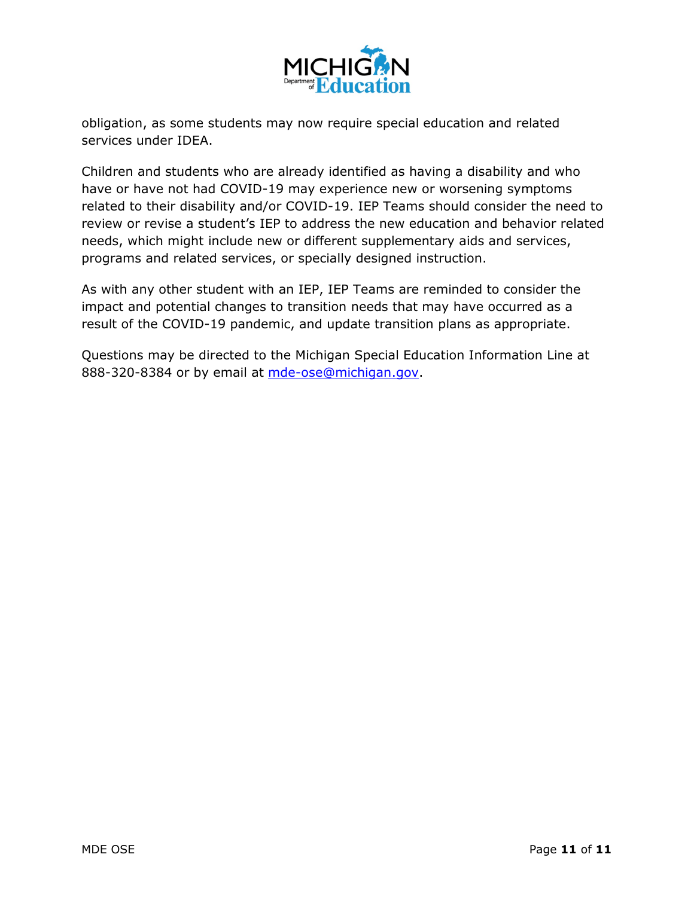obligation, as some students may now require special education and related services under IDEA.

Children and students who are already identified as having a disability and who have or have not had COVID-19 may experience new or worsening symptoms related to their disability and/or COVID-19. IEP Teams should consider the need to review or revise a student's IEP to address the new education and behavior related needs, which might include new or different supplementary aids and services, programs and related services, or specially designed instruction.

As with any other student with an IEP, IEP Teams are reminded to consider the impact and potential changes to transition needs that may have occurred as a result of the COVID-19 pandemic, and update transition plans as appropriate.

Questions may be directed to the Michigan Special Education Information Line at 888-320-8384 or by email at mde-ose@michigan.gov.